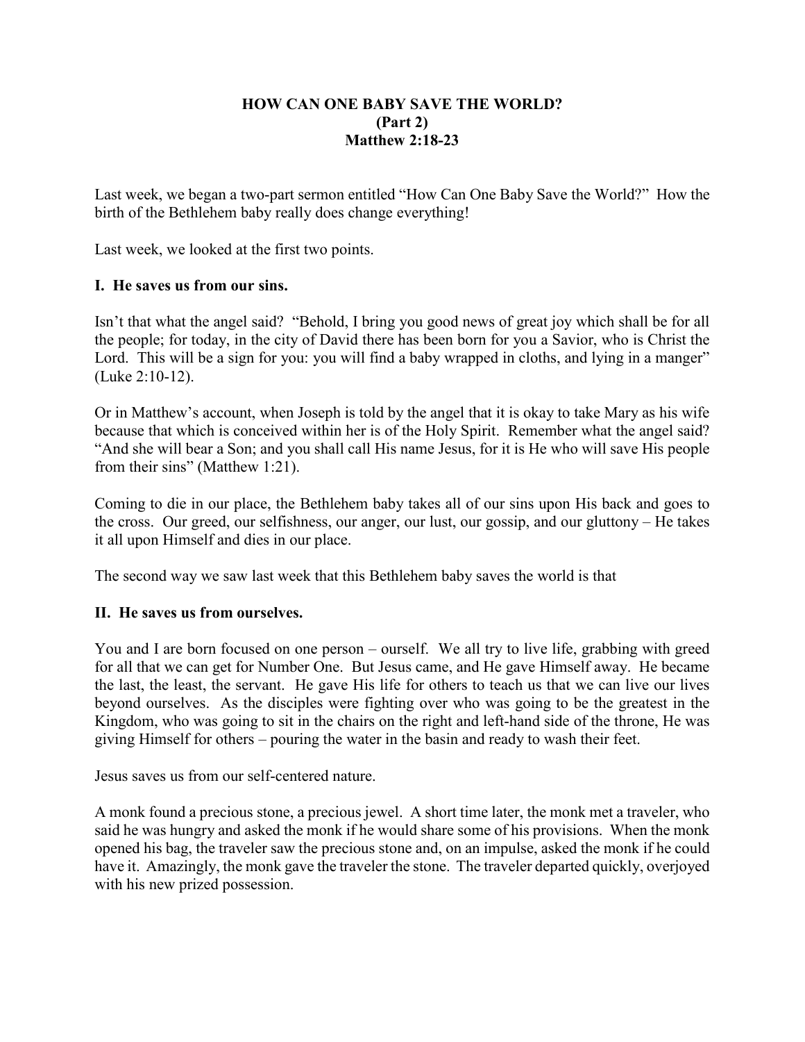# HOW CAN ONE BABY SAVE THE WORLD?
## (Part 2)
## Matthew 2:18-23

Last week, we began a two-part sermon entitled "How Can One Baby Save the World?" How the birth of the Bethlehem baby really does change everything!

Last week, we looked at the first two points.

### I. He saves us from our sins.

Isn't that what the angel said? "Behold, I bring you good news of great joy which shall be for all the people; for today, in the city of David there has been born for you a Savior, who is Christ the Lord. This will be a sign for you: you will find a baby wrapped in cloths, and lying in a manger" (Luke 2:10-12).

Or in Matthew's account, when Joseph is told by the angel that it is okay to take Mary as his wife because that which is conceived within her is of the Holy Spirit. Remember what the angel said? "And she will bear a Son; and you shall call His name Jesus, for it is He who will save His people from their sins" (Matthew 1:21).

Coming to die in our place, the Bethlehem baby takes all of our sins upon His back and goes to the cross. Our greed, our selfishness, our anger, our lust, our gossip, and our gluttony – He takes it all upon Himself and dies in our place.

The second way we saw last week that this Bethlehem baby saves the world is that

### II. He saves us from ourselves.

You and I are born focused on one person – ourself. We all try to live life, grabbing with greed for all that we can get for Number One. But Jesus came, and He gave Himself away. He became the last, the least, the servant. He gave His life for others to teach us that we can live our lives beyond ourselves. As the disciples were fighting over who was going to be the greatest in the Kingdom, who was going to sit in the chairs on the right and left-hand side of the throne, He was giving Himself for others – pouring the water in the basin and ready to wash their feet.

Jesus saves us from our self-centered nature.

A monk found a precious stone, a precious jewel. A short time later, the monk met a traveler, who said he was hungry and asked the monk if he would share some of his provisions. When the monk opened his bag, the traveler saw the precious stone and, on an impulse, asked the monk if he could have it. Amazingly, the monk gave the traveler the stone. The traveler departed quickly, overjoyed with his new prized possession.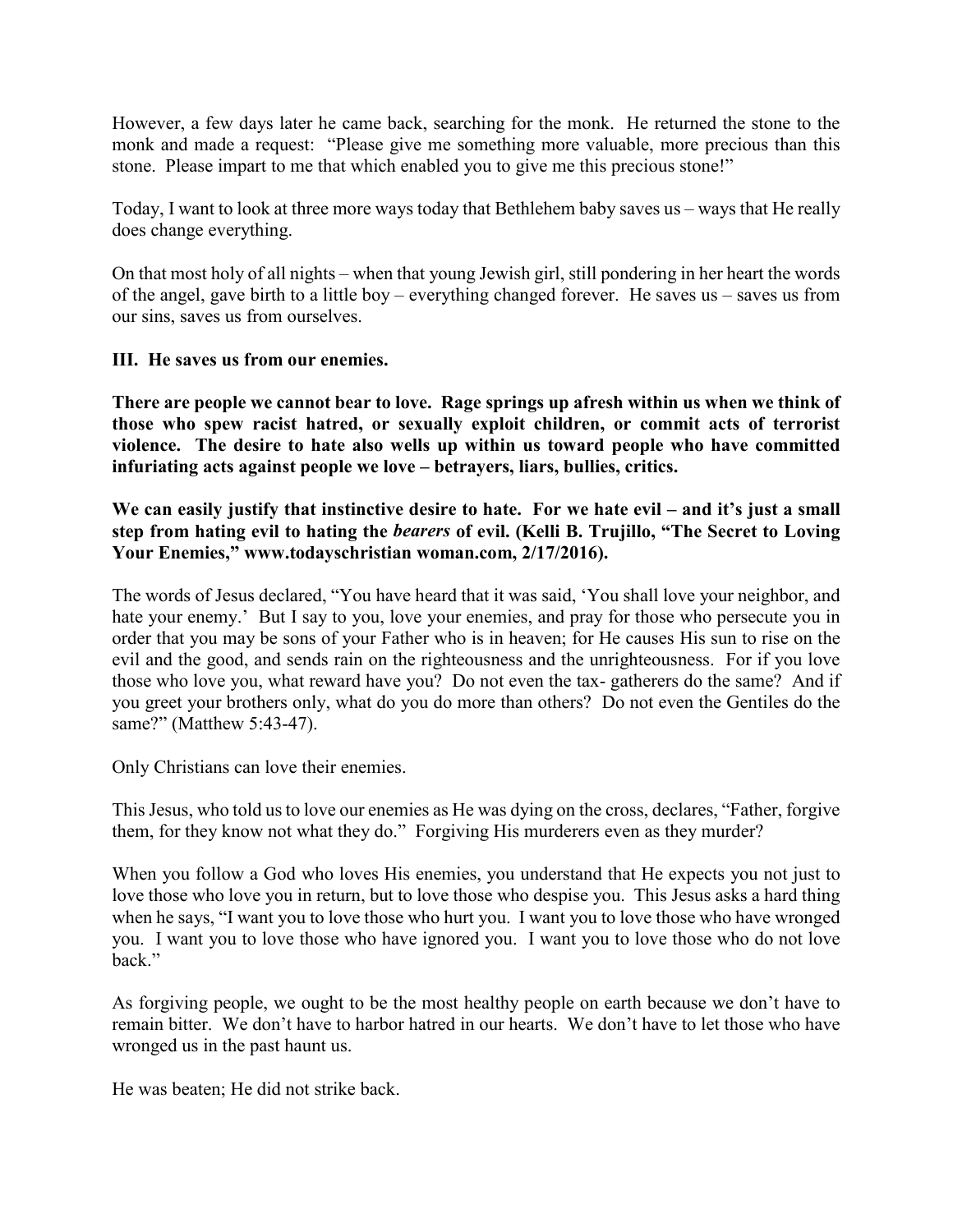However, a few days later he came back, searching for the monk. He returned the stone to the monk and made a request: "Please give me something more valuable, more precious than this stone. Please impart to me that which enabled you to give me this precious stone!"

Today, I want to look at three more ways today that Bethlehem baby saves us – ways that He really does change everything.

On that most holy of all nights – when that young Jewish girl, still pondering in her heart the words of the angel, gave birth to a little boy – everything changed forever. He saves us – saves us from our sins, saves us from ourselves.

**III. He saves us from our enemies.**

**There are people we cannot bear to love. Rage springs up afresh within us when we think of those who spew racist hatred, or sexually exploit children, or commit acts of terrorist violence. The desire to hate also wells up within us toward people who have committed infuriating acts against people we love – betrayers, liars, bullies, critics.**

**We can easily justify that instinctive desire to hate. For we hate evil – and it's just a small step from hating evil to hating the *bearers* of evil. (Kelli B. Trujillo, "The Secret to Loving Your Enemies," www.todayschristian woman.com, 2/17/2016).**

The words of Jesus declared, "You have heard that it was said, 'You shall love your neighbor, and hate your enemy.' But I say to you, love your enemies, and pray for those who persecute you in order that you may be sons of your Father who is in heaven; for He causes His sun to rise on the evil and the good, and sends rain on the righteousness and the unrighteousness. For if you love those who love you, what reward have you? Do not even the tax- gatherers do the same? And if you greet your brothers only, what do you do more than others? Do not even the Gentiles do the same?" (Matthew 5:43-47).

Only Christians can love their enemies.

This Jesus, who told us to love our enemies as He was dying on the cross, declares, "Father, forgive them, for they know not what they do." Forgiving His murderers even as they murder?

When you follow a God who loves His enemies, you understand that He expects you not just to love those who love you in return, but to love those who despise you. This Jesus asks a hard thing when he says, "I want you to love those who hurt you. I want you to love those who have wronged you. I want you to love those who have ignored you. I want you to love those who do not love back."

As forgiving people, we ought to be the most healthy people on earth because we don't have to remain bitter. We don't have to harbor hatred in our hearts. We don't have to let those who have wronged us in the past haunt us.

He was beaten; He did not strike back.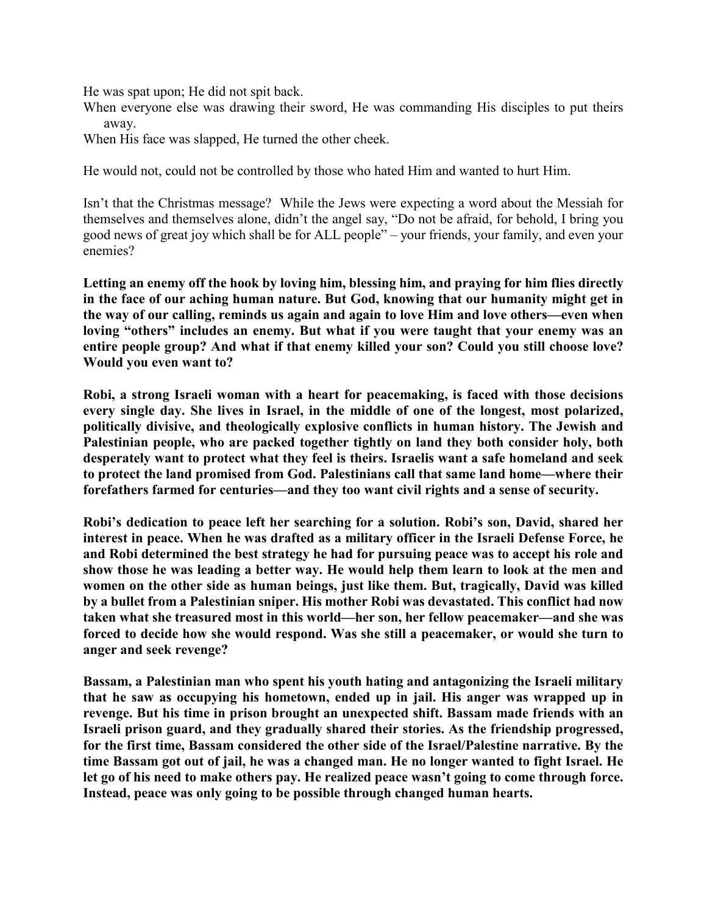He was spat upon; He did not spit back.
When everyone else was drawing their sword, He was commanding His disciples to put theirs away.
When His face was slapped, He turned the other cheek.

He would not, could not be controlled by those who hated Him and wanted to hurt Him.

Isn't that the Christmas message? While the Jews were expecting a word about the Messiah for themselves and themselves alone, didn't the angel say, "Do not be afraid, for behold, I bring you good news of great joy which shall be for ALL people" – your friends, your family, and even your enemies?

**Letting an enemy off the hook by loving him, blessing him, and praying for him flies directly in the face of our aching human nature. But God, knowing that our humanity might get in the way of our calling, reminds us again and again to love Him and love others—even when loving "others" includes an enemy. But what if you were taught that your enemy was an entire people group? And what if that enemy killed your son? Could you still choose love? Would you even want to?**

**Robi, a strong Israeli woman with a heart for peacemaking, is faced with those decisions every single day. She lives in Israel, in the middle of one of the longest, most polarized, politically divisive, and theologically explosive conflicts in human history. The Jewish and Palestinian people, who are packed together tightly on land they both consider holy, both desperately want to protect what they feel is theirs. Israelis want a safe homeland and seek to protect the land promised from God. Palestinians call that same land home—where their forefathers farmed for centuries—and they too want civil rights and a sense of security.**

**Robi's dedication to peace left her searching for a solution. Robi's son, David, shared her interest in peace. When he was drafted as a military officer in the Israeli Defense Force, he and Robi determined the best strategy he had for pursuing peace was to accept his role and show those he was leading a better way. He would help them learn to look at the men and women on the other side as human beings, just like them. But, tragically, David was killed by a bullet from a Palestinian sniper. His mother Robi was devastated. This conflict had now taken what she treasured most in this world—her son, her fellow peacemaker—and she was forced to decide how she would respond. Was she still a peacemaker, or would she turn to anger and seek revenge?**

**Bassam, a Palestinian man who spent his youth hating and antagonizing the Israeli military that he saw as occupying his hometown, ended up in jail. His anger was wrapped up in revenge. But his time in prison brought an unexpected shift. Bassam made friends with an Israeli prison guard, and they gradually shared their stories. As the friendship progressed, for the first time, Bassam considered the other side of the Israel/Palestine narrative. By the time Bassam got out of jail, he was a changed man. He no longer wanted to fight Israel. He let go of his need to make others pay. He realized peace wasn't going to come through force. Instead, peace was only going to be possible through changed human hearts.**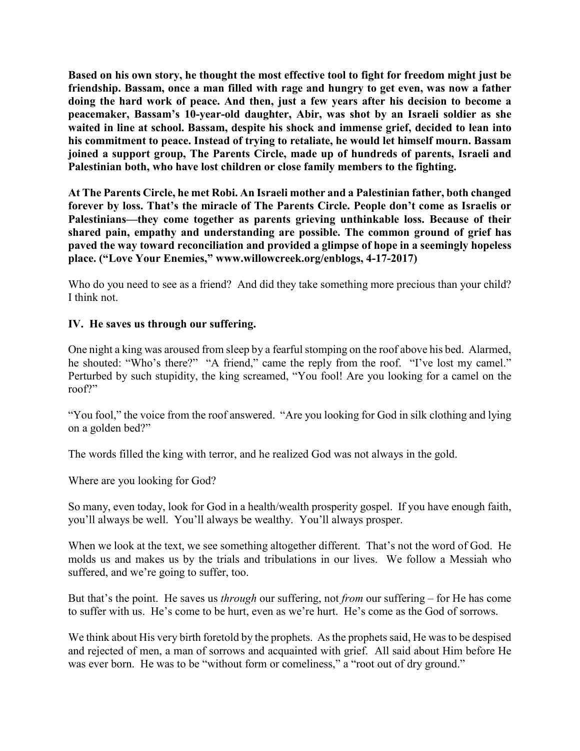**Based on his own story, he thought the most effective tool to fight for freedom might just be friendship. Bassam, once a man filled with rage and hungry to get even, was now a father doing the hard work of peace. And then, just a few years after his decision to become a peacemaker, Bassam's 10-year-old daughter, Abir, was shot by an Israeli soldier as she waited in line at school. Bassam, despite his shock and immense grief, decided to lean into his commitment to peace. Instead of trying to retaliate, he would let himself mourn. Bassam joined a support group, The Parents Circle, made up of hundreds of parents, Israeli and Palestinian both, who have lost children or close family members to the fighting.**

**At The Parents Circle, he met Robi. An Israeli mother and a Palestinian father, both changed forever by loss. That's the miracle of The Parents Circle. People don't come as Israelis or Palestinians—they come together as parents grieving unthinkable loss. Because of their shared pain, empathy and understanding are possible. The common ground of grief has paved the way toward reconciliation and provided a glimpse of hope in a seemingly hopeless place. ("Love Your Enemies," www.willowcreek.org/enblogs, 4-17-2017)**

Who do you need to see as a friend? And did they take something more precious than your child? I think not.

## IV. He saves us through our suffering.

One night a king was aroused from sleep by a fearful stomping on the roof above his bed. Alarmed, he shouted: "Who's there?" "A friend," came the reply from the roof. "I've lost my camel." Perturbed by such stupidity, the king screamed, "You fool! Are you looking for a camel on the roof?"

"You fool," the voice from the roof answered. "Are you looking for God in silk clothing and lying on a golden bed?"

The words filled the king with terror, and he realized God was not always in the gold.

Where are you looking for God?

So many, even today, look for God in a health/wealth prosperity gospel. If you have enough faith, you'll always be well. You'll always be wealthy. You'll always prosper.

When we look at the text, we see something altogether different. That's not the word of God. He molds us and makes us by the trials and tribulations in our lives. We follow a Messiah who suffered, and we're going to suffer, too.

But that's the point. He saves us *through* our suffering, not *from* our suffering – for He has come to suffer with us. He's come to be hurt, even as we're hurt. He's come as the God of sorrows.

We think about His very birth foretold by the prophets. As the prophets said, He was to be despised and rejected of men, a man of sorrows and acquainted with grief. All said about Him before He was ever born. He was to be "without form or comeliness," a "root out of dry ground."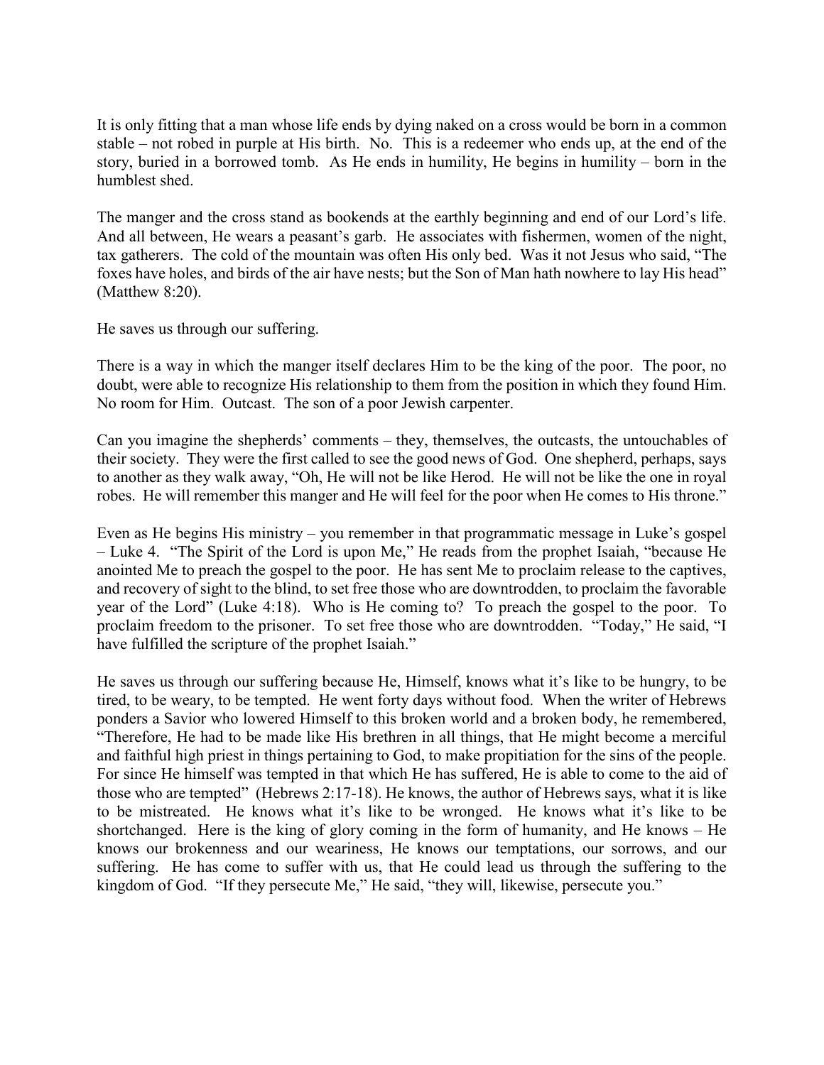It is only fitting that a man whose life ends by dying naked on a cross would be born in a common stable – not robed in purple at His birth. No. This is a redeemer who ends up, at the end of the story, buried in a borrowed tomb. As He ends in humility, He begins in humility – born in the humblest shed.

The manger and the cross stand as bookends at the earthly beginning and end of our Lord's life. And all between, He wears a peasant's garb. He associates with fishermen, women of the night, tax gatherers. The cold of the mountain was often His only bed. Was it not Jesus who said, "The foxes have holes, and birds of the air have nests; but the Son of Man hath nowhere to lay His head" (Matthew 8:20).

He saves us through our suffering.

There is a way in which the manger itself declares Him to be the king of the poor. The poor, no doubt, were able to recognize His relationship to them from the position in which they found Him. No room for Him. Outcast. The son of a poor Jewish carpenter.

Can you imagine the shepherds' comments – they, themselves, the outcasts, the untouchables of their society. They were the first called to see the good news of God. One shepherd, perhaps, says to another as they walk away, "Oh, He will not be like Herod. He will not be like the one in royal robes. He will remember this manger and He will feel for the poor when He comes to His throne."

Even as He begins His ministry – you remember in that programmatic message in Luke's gospel – Luke 4. "The Spirit of the Lord is upon Me," He reads from the prophet Isaiah, "because He anointed Me to preach the gospel to the poor. He has sent Me to proclaim release to the captives, and recovery of sight to the blind, to set free those who are downtrodden, to proclaim the favorable year of the Lord" (Luke 4:18). Who is He coming to? To preach the gospel to the poor. To proclaim freedom to the prisoner. To set free those who are downtrodden. "Today," He said, "I have fulfilled the scripture of the prophet Isaiah."

He saves us through our suffering because He, Himself, knows what it's like to be hungry, to be tired, to be weary, to be tempted. He went forty days without food. When the writer of Hebrews ponders a Savior who lowered Himself to this broken world and a broken body, he remembered, "Therefore, He had to be made like His brethren in all things, that He might become a merciful and faithful high priest in things pertaining to God, to make propitiation for the sins of the people. For since He himself was tempted in that which He has suffered, He is able to come to the aid of those who are tempted" (Hebrews 2:17-18). He knows, the author of Hebrews says, what it is like to be mistreated. He knows what it's like to be wronged. He knows what it's like to be shortchanged. Here is the king of glory coming in the form of humanity, and He knows – He knows our brokenness and our weariness, He knows our temptations, our sorrows, and our suffering. He has come to suffer with us, that He could lead us through the suffering to the kingdom of God. "If they persecute Me," He said, "they will, likewise, persecute you."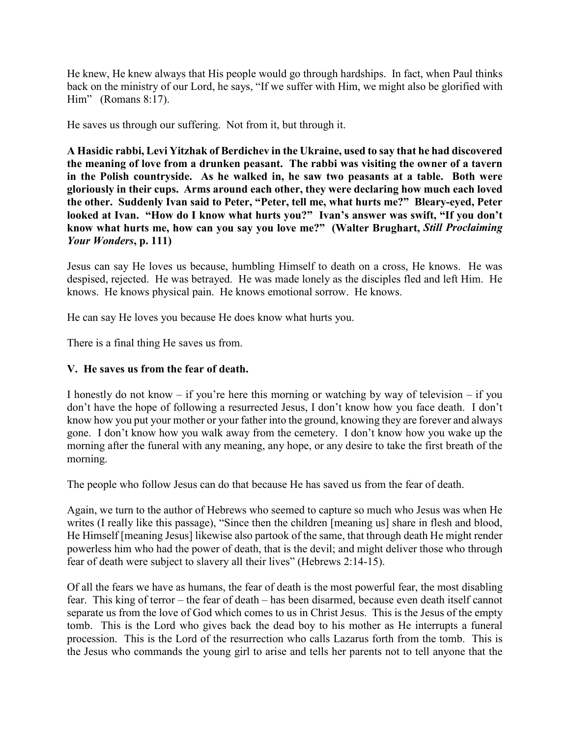He knew, He knew always that His people would go through hardships. In fact, when Paul thinks back on the ministry of our Lord, he says, "If we suffer with Him, we might also be glorified with Him" (Romans 8:17).

He saves us through our suffering. Not from it, but through it.

**A Hasidic rabbi, Levi Yitzhak of Berdichev in the Ukraine, used to say that he had discovered the meaning of love from a drunken peasant. The rabbi was visiting the owner of a tavern in the Polish countryside. As he walked in, he saw two peasants at a table. Both were gloriously in their cups. Arms around each other, they were declaring how much each loved the other. Suddenly Ivan said to Peter, "Peter, tell me, what hurts me?" Bleary-eyed, Peter looked at Ivan. "How do I know what hurts you?" Ivan's answer was swift, "If you don't know what hurts me, how can you say you love me?" (Walter Brughart, *Still Proclaiming Your Wonders*, p. 111)**

Jesus can say He loves us because, humbling Himself to death on a cross, He knows. He was despised, rejected. He was betrayed. He was made lonely as the disciples fled and left Him. He knows. He knows physical pain. He knows emotional sorrow. He knows.

He can say He loves you because He does know what hurts you.

There is a final thing He saves us from.

**V. He saves us from the fear of death.**

I honestly do not know – if you're here this morning or watching by way of television – if you don't have the hope of following a resurrected Jesus, I don't know how you face death. I don't know how you put your mother or your father into the ground, knowing they are forever and always gone. I don't know how you walk away from the cemetery. I don't know how you wake up the morning after the funeral with any meaning, any hope, or any desire to take the first breath of the morning.

The people who follow Jesus can do that because He has saved us from the fear of death.

Again, we turn to the author of Hebrews who seemed to capture so much who Jesus was when He writes (I really like this passage), "Since then the children [meaning us] share in flesh and blood, He Himself [meaning Jesus] likewise also partook of the same, that through death He might render powerless him who had the power of death, that is the devil; and might deliver those who through fear of death were subject to slavery all their lives" (Hebrews 2:14-15).

Of all the fears we have as humans, the fear of death is the most powerful fear, the most disabling fear. This king of terror – the fear of death – has been disarmed, because even death itself cannot separate us from the love of God which comes to us in Christ Jesus. This is the Jesus of the empty tomb. This is the Lord who gives back the dead boy to his mother as He interrupts a funeral procession. This is the Lord of the resurrection who calls Lazarus forth from the tomb. This is the Jesus who commands the young girl to arise and tells her parents not to tell anyone that the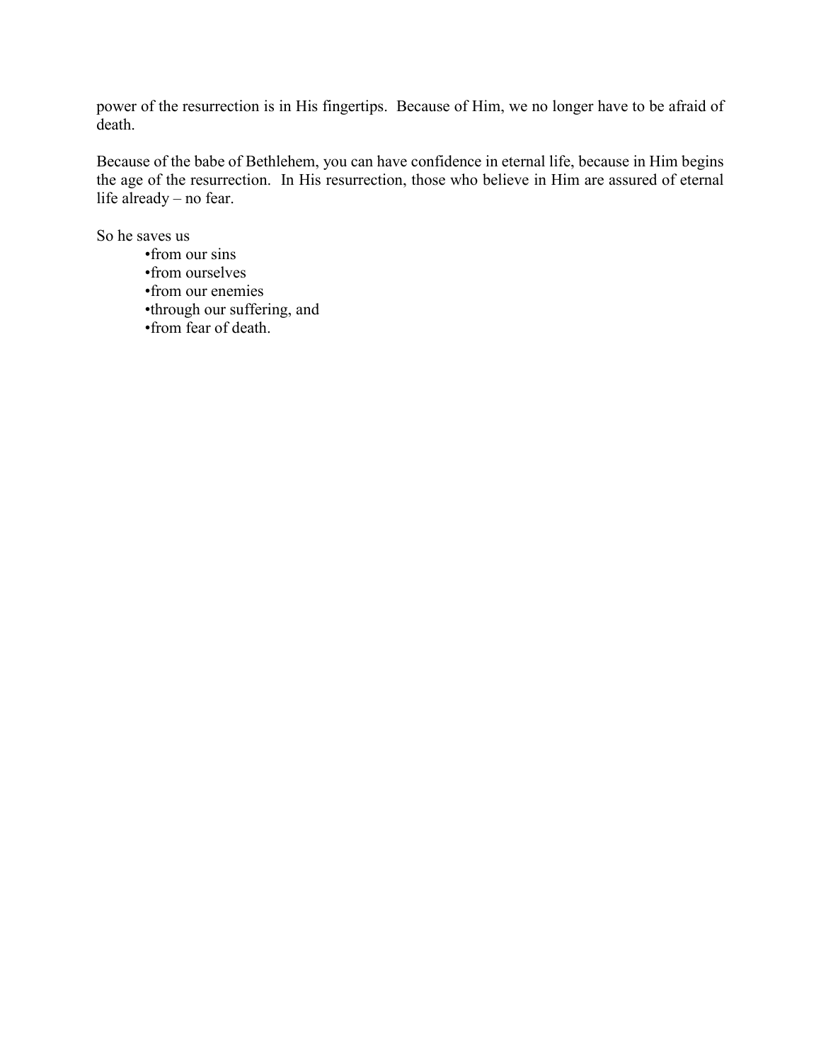power of the resurrection is in His fingertips. Because of Him, we no longer have to be afraid of death.

Because of the babe of Bethlehem, you can have confidence in eternal life, because in Him begins the age of the resurrection. In His resurrection, those who believe in Him are assured of eternal life already – no fear.

So he saves us

- from our sins
- from ourselves
- from our enemies
- through our suffering, and
- from fear of death.